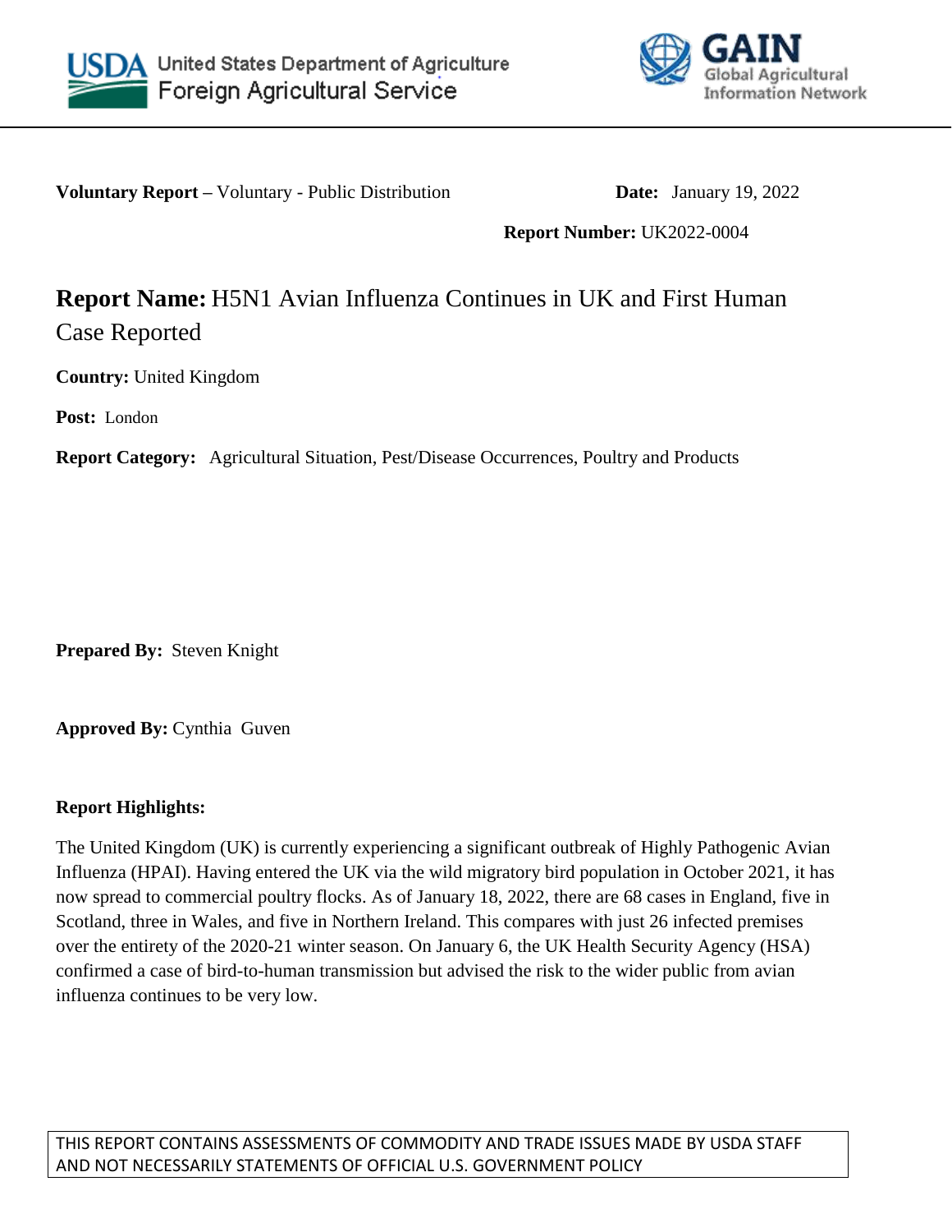United States Department of Agriculture
Foreign Agricultural Service

GAIN Global Agricultural Information Network

**Voluntary Report –** Voluntary - Public Distribution **Date:** January 19, 2022

**Report Number:** UK2022-0004

# **Report Name:** H5N1 Avian Influenza Continues in UK and First Human Case Reported

**Country:** United Kingdom

**Post:** London

**Report Category:** Agricultural Situation, Pest/Disease Occurrences, Poultry and Products

**Prepared By:** Steven Knight

**Approved By:** Cynthia Guven

**Report Highlights:**

The United Kingdom (UK) is currently experiencing a significant outbreak of Highly Pathogenic Avian Influenza (HPAI). Having entered the UK via the wild migratory bird population in October 2021, it has now spread to commercial poultry flocks. As of January 18, 2022, there are 68 cases in England, five in Scotland, three in Wales, and five in Northern Ireland. This compares with just 26 infected premises over the entirety of the 2020-21 winter season. On January 6, the UK Health Security Agency (HSA) confirmed a case of bird-to-human transmission but advised the risk to the wider public from avian influenza continues to be very low.

THIS REPORT CONTAINS ASSESSMENTS OF COMMODITY AND TRADE ISSUES MADE BY USDA STAFF AND NOT NECESSARILY STATEMENTS OF OFFICIAL U.S. GOVERNMENT POLICY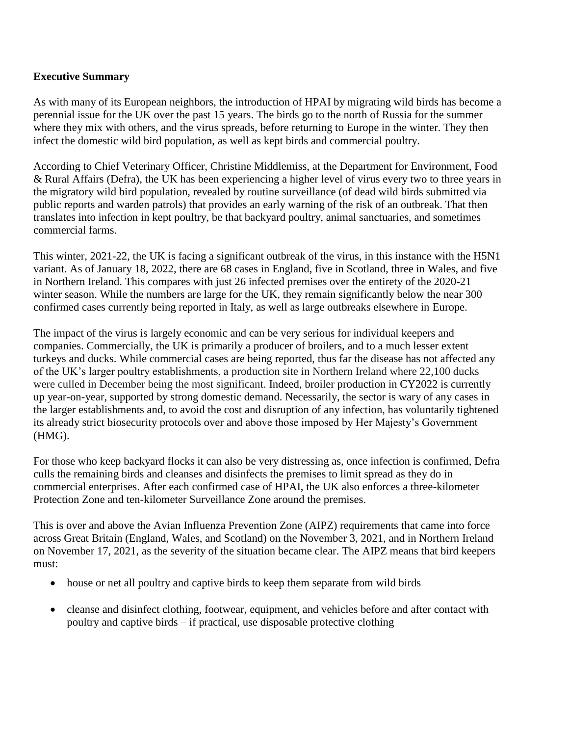**Executive Summary**

As with many of its European neighbors, the introduction of HPAI by migrating wild birds has become a perennial issue for the UK over the past 15 years. The birds go to the north of Russia for the summer where they mix with others, and the virus spreads, before returning to Europe in the winter. They then infect the domestic wild bird population, as well as kept birds and commercial poultry.

According to Chief Veterinary Officer, Christine Middlemiss, at the Department for Environment, Food & Rural Affairs (Defra), the UK has been experiencing a higher level of virus every two to three years in the migratory wild bird population, revealed by routine surveillance (of dead wild birds submitted via public reports and warden patrols) that provides an early warning of the risk of an outbreak. That then translates into infection in kept poultry, be that backyard poultry, animal sanctuaries, and sometimes commercial farms.

This winter, 2021-22, the UK is facing a significant outbreak of the virus, in this instance with the H5N1 variant. As of January 18, 2022, there are 68 cases in England, five in Scotland, three in Wales, and five in Northern Ireland. This compares with just 26 infected premises over the entirety of the 2020-21 winter season. While the numbers are large for the UK, they remain significantly below the near 300 confirmed cases currently being reported in Italy, as well as large outbreaks elsewhere in Europe.

The impact of the virus is largely economic and can be very serious for individual keepers and companies. Commercially, the UK is primarily a producer of broilers, and to a much lesser extent turkeys and ducks. While commercial cases are being reported, thus far the disease has not affected any of the UK's larger poultry establishments, a production site in Northern Ireland where 22,100 ducks were culled in December being the most significant. Indeed, broiler production in CY2022 is currently up year-on-year, supported by strong domestic demand. Necessarily, the sector is wary of any cases in the larger establishments and, to avoid the cost and disruption of any infection, has voluntarily tightened its already strict biosecurity protocols over and above those imposed by Her Majesty's Government (HMG).

For those who keep backyard flocks it can also be very distressing as, once infection is confirmed, Defra culls the remaining birds and cleanses and disinfects the premises to limit spread as they do in commercial enterprises. After each confirmed case of HPAI, the UK also enforces a three-kilometer Protection Zone and ten-kilometer Surveillance Zone around the premises.

This is over and above the Avian Influenza Prevention Zone (AIPZ) requirements that came into force across Great Britain (England, Wales, and Scotland) on the November 3, 2021, and in Northern Ireland on November 17, 2021, as the severity of the situation became clear. The AIPZ means that bird keepers must:

- house or net all poultry and captive birds to keep them separate from wild birds
- cleanse and disinfect clothing, footwear, equipment, and vehicles before and after contact with poultry and captive birds – if practical, use disposable protective clothing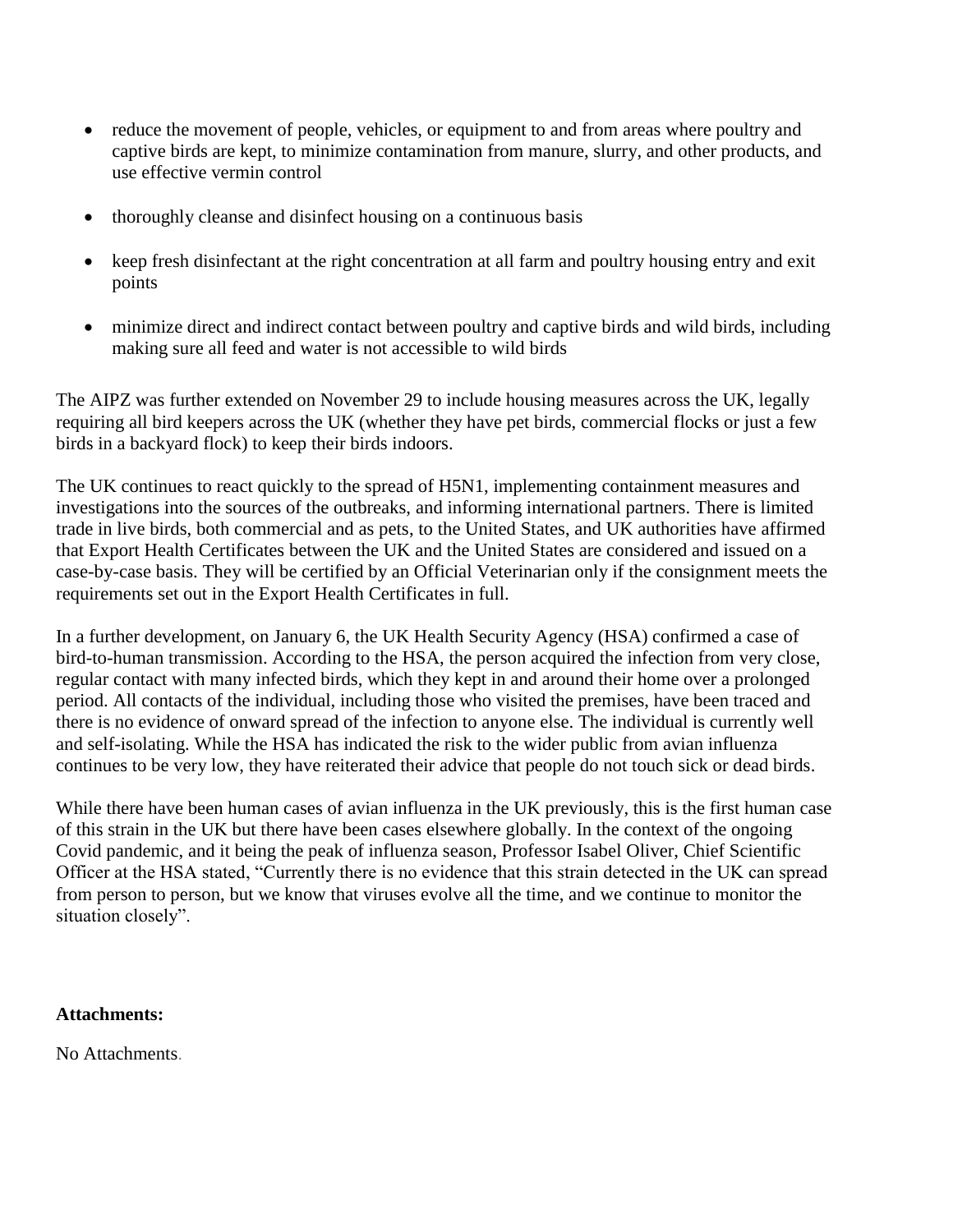- reduce the movement of people, vehicles, or equipment to and from areas where poultry and captive birds are kept, to minimize contamination from manure, slurry, and other products, and use effective vermin control

- thoroughly cleanse and disinfect housing on a continuous basis

- keep fresh disinfectant at the right concentration at all farm and poultry housing entry and exit points

- minimize direct and indirect contact between poultry and captive birds and wild birds, including making sure all feed and water is not accessible to wild birds

The AIPZ was further extended on November 29 to include housing measures across the UK, legally requiring all bird keepers across the UK (whether they have pet birds, commercial flocks or just a few birds in a backyard flock) to keep their birds indoors.

The UK continues to react quickly to the spread of H5N1, implementing containment measures and investigations into the sources of the outbreaks, and informing international partners. There is limited trade in live birds, both commercial and as pets, to the United States, and UK authorities have affirmed that Export Health Certificates between the UK and the United States are considered and issued on a case-by-case basis. They will be certified by an Official Veterinarian only if the consignment meets the requirements set out in the Export Health Certificates in full.

In a further development, on January 6, the UK Health Security Agency (HSA) confirmed a case of bird-to-human transmission. According to the HSA, the person acquired the infection from very close, regular contact with many infected birds, which they kept in and around their home over a prolonged period. All contacts of the individual, including those who visited the premises, have been traced and there is no evidence of onward spread of the infection to anyone else. The individual is currently well and self-isolating. While the HSA has indicated the risk to the wider public from avian influenza continues to be very low, they have reiterated their advice that people do not touch sick or dead birds.

While there have been human cases of avian influenza in the UK previously, this is the first human case of this strain in the UK but there have been cases elsewhere globally. In the context of the ongoing Covid pandemic, and it being the peak of influenza season, Professor Isabel Oliver, Chief Scientific Officer at the HSA stated, “Currently there is no evidence that this strain detected in the UK can spread from person to person, but we know that viruses evolve all the time, and we continue to monitor the situation closely”.

**Attachments:**

No Attachments.